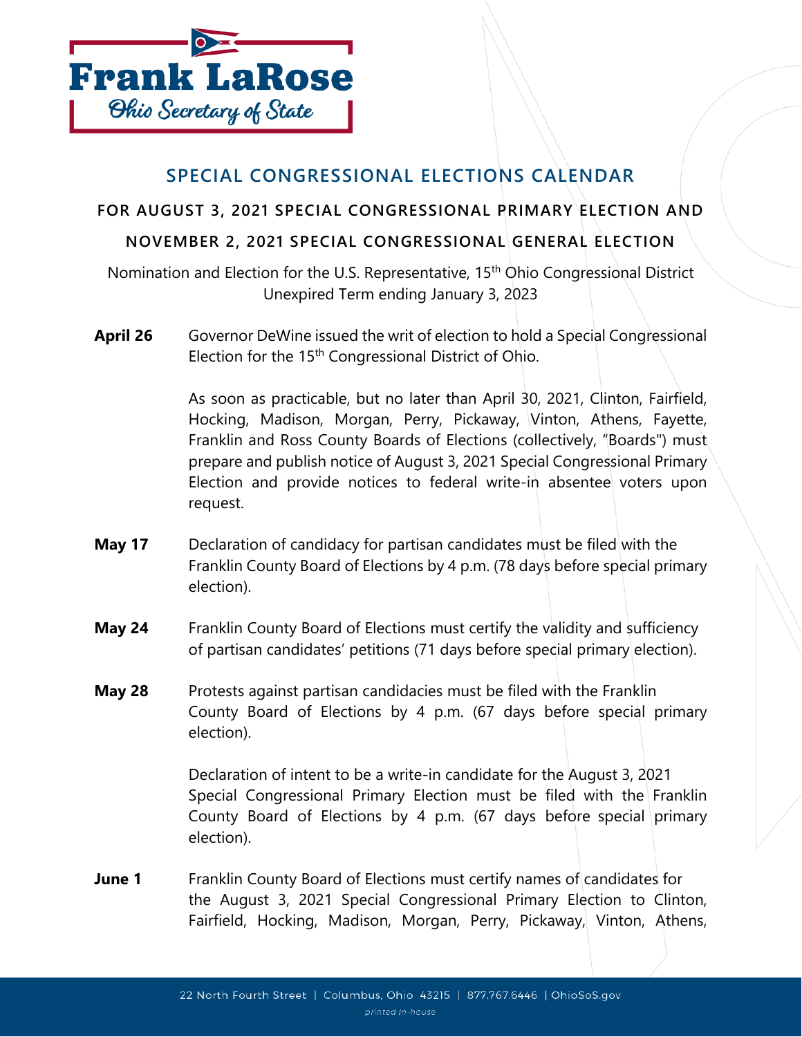Frank LaRose

Ohio Secretary of State

## SPECIAL CONGRESSIONAL ELECTIONS CALENDAR

### FOR AUGUST 3, 2021 SPECIAL CONGRESSIONAL PRIMARY ELECTION AND NOVEMBER 2, 2021 SPECIAL CONGRESSIONAL GENERAL ELECTION

Nomination and Election for the U.S. Representative, 15th Ohio Congressional District
Unexpired Term ending January 3, 2023

**April 26** Governor DeWine issued the writ of election to hold a Special Congressional Election for the 15th Congressional District of Ohio.

As soon as practicable, but no later than April 30, 2021, Clinton, Fairfield, Hocking, Madison, Morgan, Perry, Pickaway, Vinton, Athens, Fayette, Franklin and Ross County Boards of Elections (collectively, "Boards") must prepare and publish notice of August 3, 2021 Special Congressional Primary Election and provide notices to federal write-in absentee voters upon request.

**May 17** Declaration of candidacy for partisan candidates must be filed with the Franklin County Board of Elections by 4 p.m. (78 days before special primary election).

**May 24** Franklin County Board of Elections must certify the validity and sufficiency of partisan candidates' petitions (71 days before special primary election).

**May 28** Protests against partisan candidacies must be filed with the Franklin County Board of Elections by 4 p.m. (67 days before special primary election).

Declaration of intent to be a write-in candidate for the August 3, 2021 Special Congressional Primary Election must be filed with the Franklin County Board of Elections by 4 p.m. (67 days before special primary election).

**June 1** Franklin County Board of Elections must certify names of candidates for the August 3, 2021 Special Congressional Primary Election to Clinton, Fairfield, Hocking, Madison, Morgan, Perry, Pickaway, Vinton, Athens,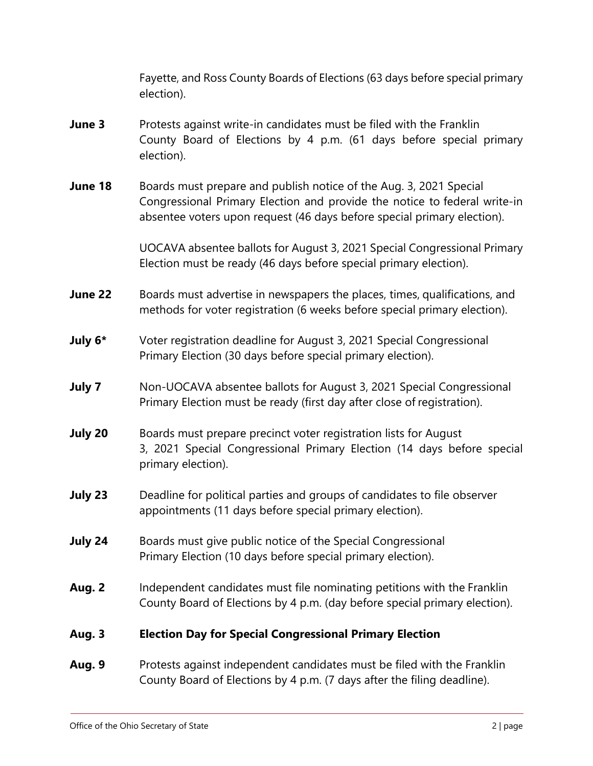Fayette, and Ross County Boards of Elections (63 days before special primary election).

**June 3** Protests against write-in candidates must be filed with the Franklin County Board of Elections by 4 p.m. (61 days before special primary election).

**June 18** Boards must prepare and publish notice of the Aug. 3, 2021 Special Congressional Primary Election and provide the notice to federal write-in absentee voters upon request (46 days before special primary election).

UOCAVA absentee ballots for August 3, 2021 Special Congressional Primary Election must be ready (46 days before special primary election).

**June 22** Boards must advertise in newspapers the places, times, qualifications, and methods for voter registration (6 weeks before special primary election).

**July 6*** Voter registration deadline for August 3, 2021 Special Congressional Primary Election (30 days before special primary election).

**July 7** Non-UOCAVA absentee ballots for August 3, 2021 Special Congressional Primary Election must be ready (first day after close of registration).

**July 20** Boards must prepare precinct voter registration lists for August 3, 2021 Special Congressional Primary Election (14 days before special primary election).

**July 23** Deadline for political parties and groups of candidates to file observer appointments (11 days before special primary election).

**July 24** Boards must give public notice of the Special Congressional Primary Election (10 days before special primary election).

**Aug. 2** Independent candidates must file nominating petitions with the Franklin County Board of Elections by 4 p.m. (day before special primary election).

**Aug. 3** **Election Day for Special Congressional Primary Election**

**Aug. 9** Protests against independent candidates must be filed with the Franklin County Board of Elections by 4 p.m. (7 days after the filing deadline).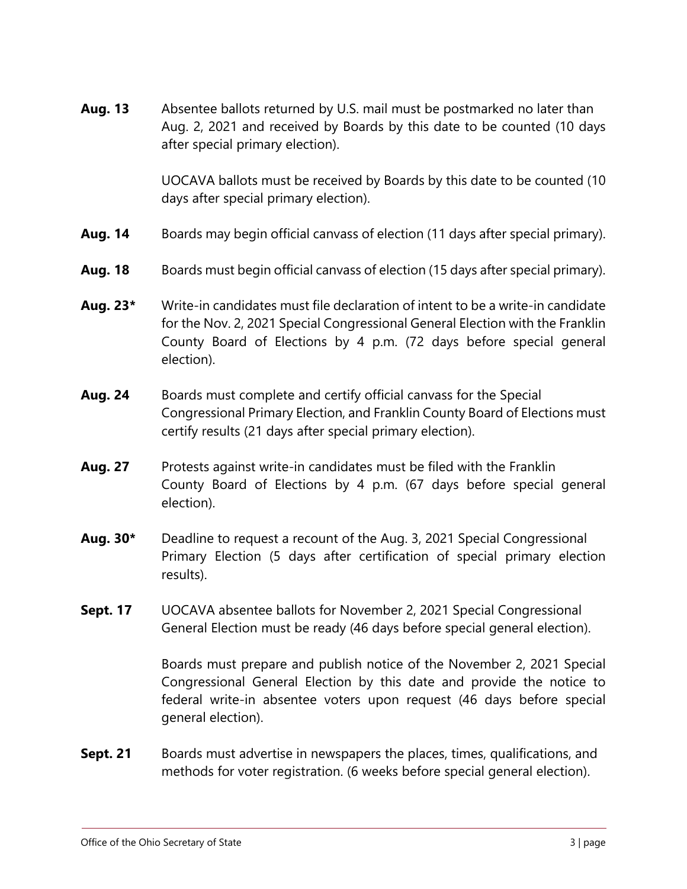**Aug. 13** Absentee ballots returned by U.S. mail must be postmarked no later than Aug. 2, 2021 and received by Boards by this date to be counted (10 days after special primary election).

UOCAVA ballots must be received by Boards by this date to be counted (10 days after special primary election).

**Aug. 14** Boards may begin official canvass of election (11 days after special primary).

**Aug. 18** Boards must begin official canvass of election (15 days after special primary).

**Aug. 23*** Write-in candidates must file declaration of intent to be a write-in candidate for the Nov. 2, 2021 Special Congressional General Election with the Franklin County Board of Elections by 4 p.m. (72 days before special general election).

**Aug. 24** Boards must complete and certify official canvass for the Special Congressional Primary Election, and Franklin County Board of Elections must certify results (21 days after special primary election).

**Aug. 27** Protests against write-in candidates must be filed with the Franklin County Board of Elections by 4 p.m. (67 days before special general election).

**Aug. 30*** Deadline to request a recount of the Aug. 3, 2021 Special Congressional Primary Election (5 days after certification of special primary election results).

**Sept. 17** UOCAVA absentee ballots for November 2, 2021 Special Congressional General Election must be ready (46 days before special general election).

Boards must prepare and publish notice of the November 2, 2021 Special Congressional General Election by this date and provide the notice to federal write-in absentee voters upon request (46 days before special general election).

**Sept. 21** Boards must advertise in newspapers the places, times, qualifications, and methods for voter registration. (6 weeks before special general election).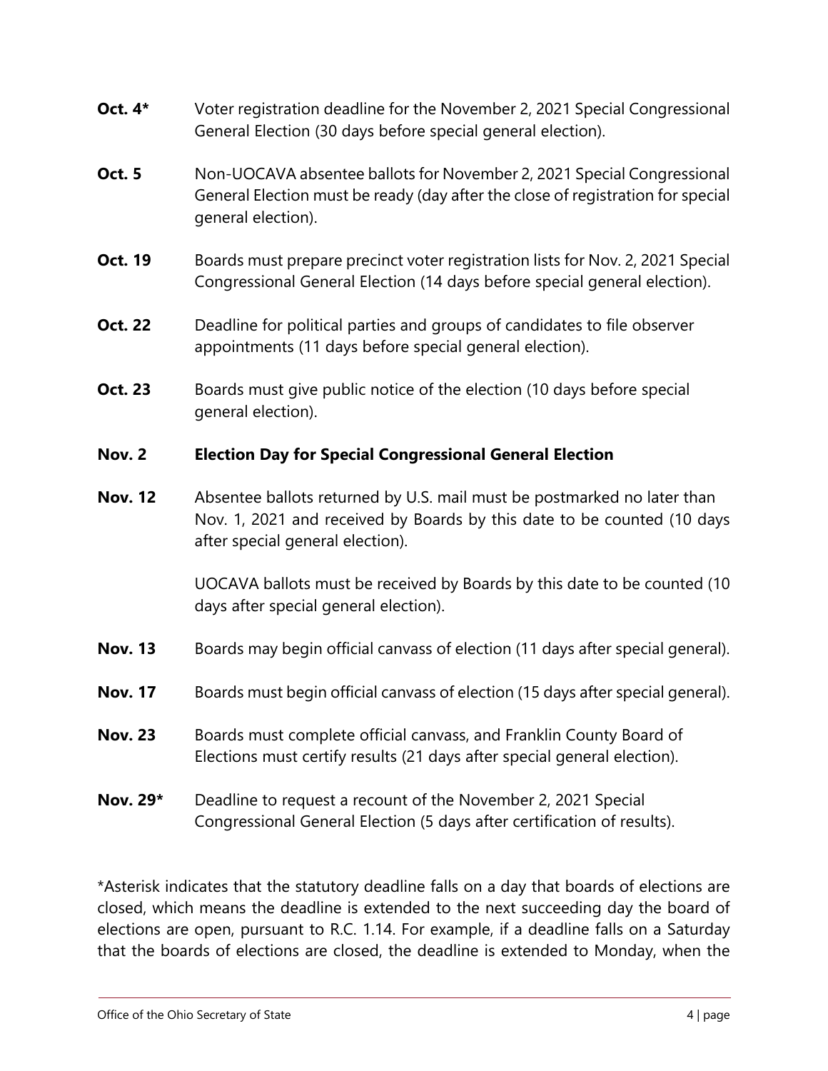**Oct. 4*** Voter registration deadline for the November 2, 2021 Special Congressional General Election (30 days before special general election).

**Oct. 5** Non-UOCAVA absentee ballots for November 2, 2021 Special Congressional General Election must be ready (day after the close of registration for special general election).

**Oct. 19** Boards must prepare precinct voter registration lists for Nov. 2, 2021 Special Congressional General Election (14 days before special general election).

**Oct. 22** Deadline for political parties and groups of candidates to file observer appointments (11 days before special general election).

**Oct. 23** Boards must give public notice of the election (10 days before special general election).

**Nov. 2** **Election Day for Special Congressional General Election**

**Nov. 12** Absentee ballots returned by U.S. mail must be postmarked no later than Nov. 1, 2021 and received by Boards by this date to be counted (10 days after special general election).

UOCAVA ballots must be received by Boards by this date to be counted (10 days after special general election).

**Nov. 13** Boards may begin official canvass of election (11 days after special general).

**Nov. 17** Boards must begin official canvass of election (15 days after special general).

**Nov. 23** Boards must complete official canvass, and Franklin County Board of Elections must certify results (21 days after special general election).

**Nov. 29*** Deadline to request a recount of the November 2, 2021 Special Congressional General Election (5 days after certification of results).

*Asterisk indicates that the statutory deadline falls on a day that boards of elections are closed, which means the deadline is extended to the next succeeding day the board of elections are open, pursuant to R.C. 1.14. For example, if a deadline falls on a Saturday that the boards of elections are closed, the deadline is extended to Monday, when the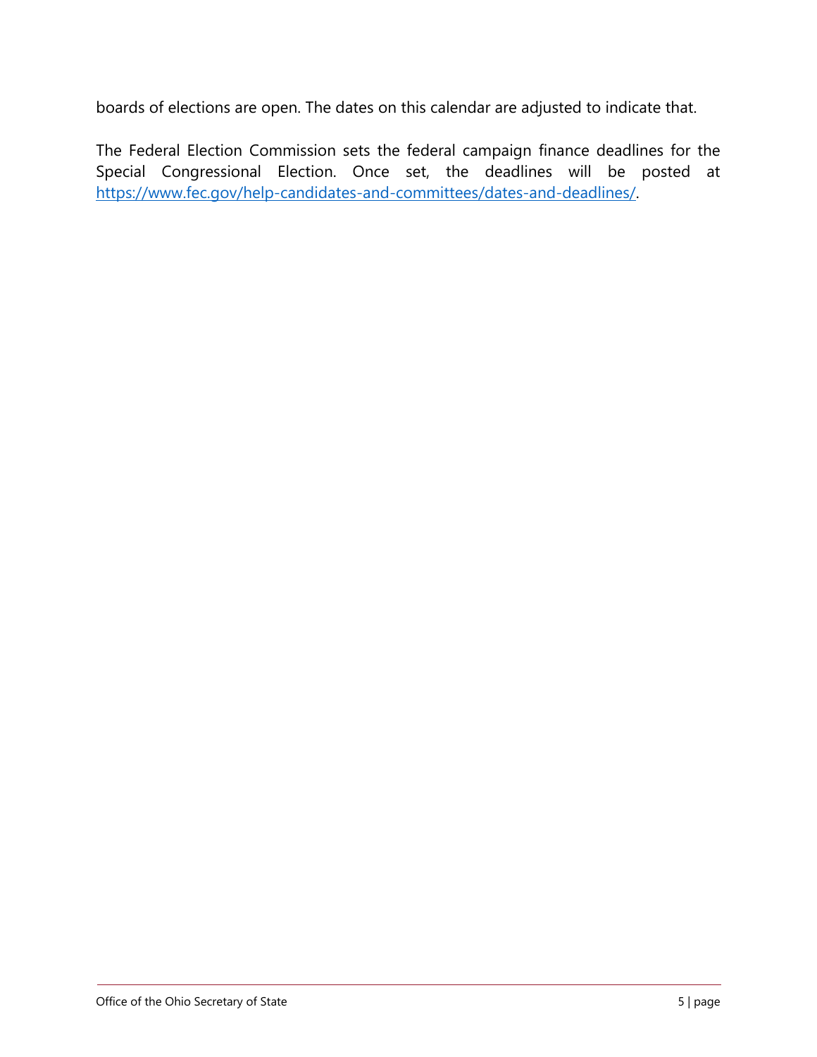boards of elections are open. The dates on this calendar are adjusted to indicate that.

The Federal Election Commission sets the federal campaign finance deadlines for the Special Congressional Election. Once set, the deadlines will be posted at [https://www.fec.gov/help-candidates-and-committees/dates-and-deadlines/](https://www.fec.gov/help-candidates-and-committees/dates-and-deadlines/).